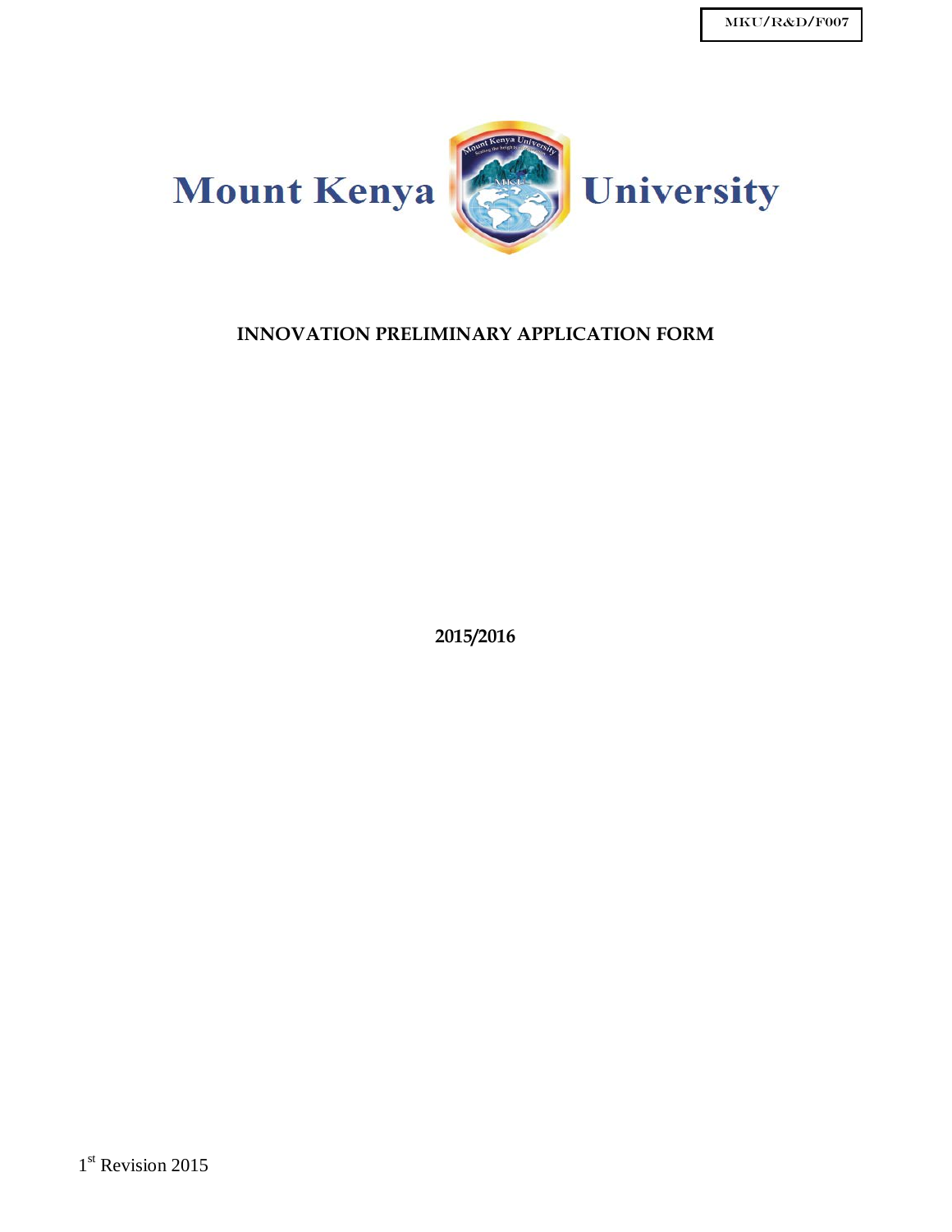MKU/R&D/F007

# Mount Kenya University

## INNOVATION PRELIMINARY APPLICATION FORM

**2015/2016**

1st Revision 2015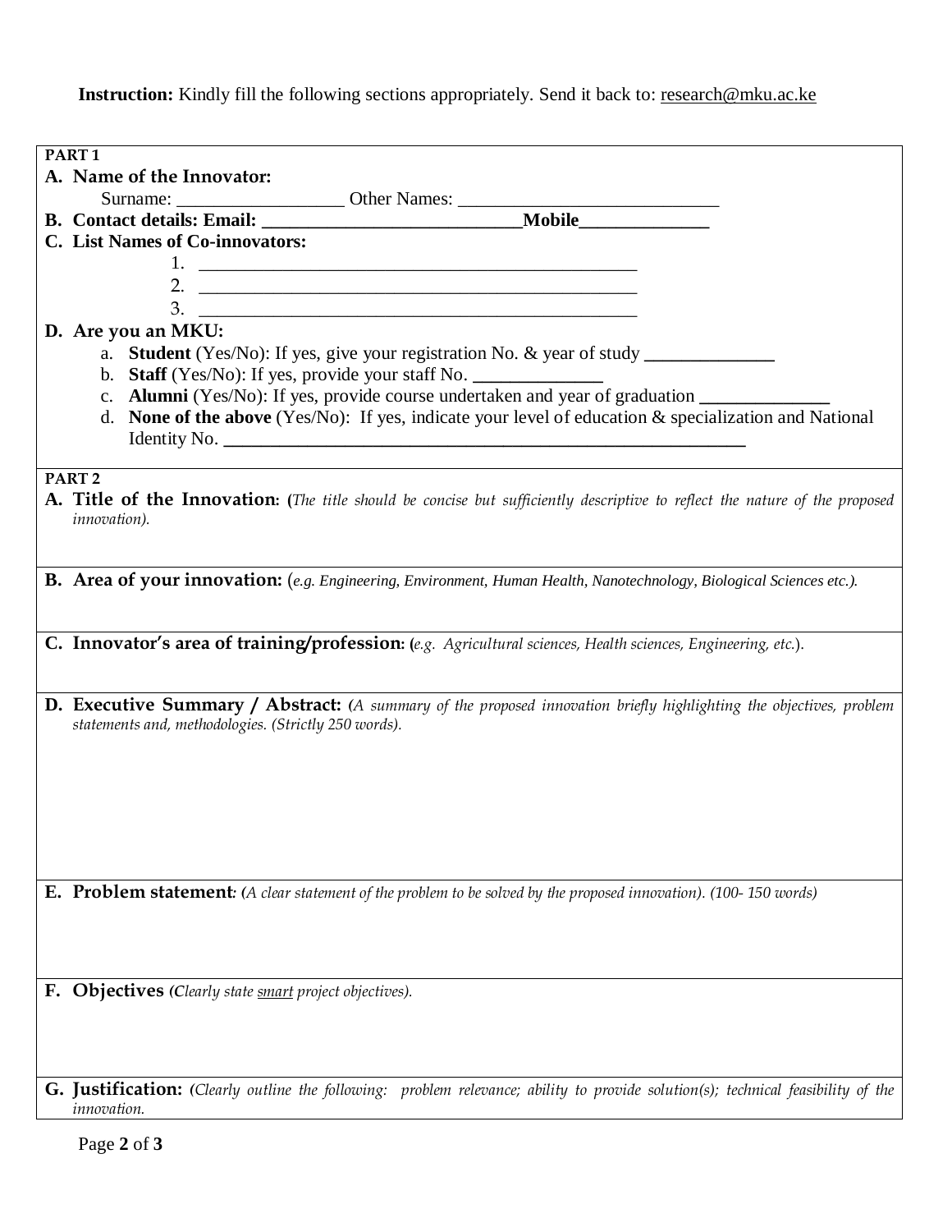**Instruction:** Kindly fill the following sections appropriately. Send it back to: research@mku.ac.ke

**PART 1**

**A. Name of the Innovator:**

Surname: __________________ Other Names: ____________________________

**B. Contact details: Email: ___________________________Mobile______________**

**C. List Names of Co-innovators:**

1. ________________________________________________
2. ________________________________________________
3. ________________________________________________

**D. Are you an MKU:**

a. **Student** (Yes/No): If yes, give your registration No. & year of study ______________
b. **Staff** (Yes/No): If yes, provide your staff No. ______________
c. **Alumni** (Yes/No): If yes, provide course undertaken and year of graduation ______________
d. **None of the above** (Yes/No): If yes, indicate your level of education & specialization and National Identity No. _________________________________________________________

**PART 2**

**A. Title of the Innovation: (***The title should be concise but sufficiently descriptive to reflect the nature of the proposed innovation).*

**B. Area of your innovation:** (*e.g. Engineering, Environment, Human Health, Nanotechnology, Biological Sciences etc.).*

**C. Innovator's area of training/profession: (***e.g. Agricultural sciences, Health sciences, Engineering, etc.*).

**D. Executive Summary / Abstract: (***A summary of the proposed innovation briefly highlighting the objectives, problem statements and, methodologies. (Strictly 250 words).*

**E. Problem statement***: (A clear statement of the problem to be solved by the proposed innovation). (100- 150 words)*

**F. Objectives** *(Clearly state smart project objectives).*

**G. Justification:** *(Clearly outline the following: problem relevance; ability to provide solution(s); technical feasibility of the innovation.*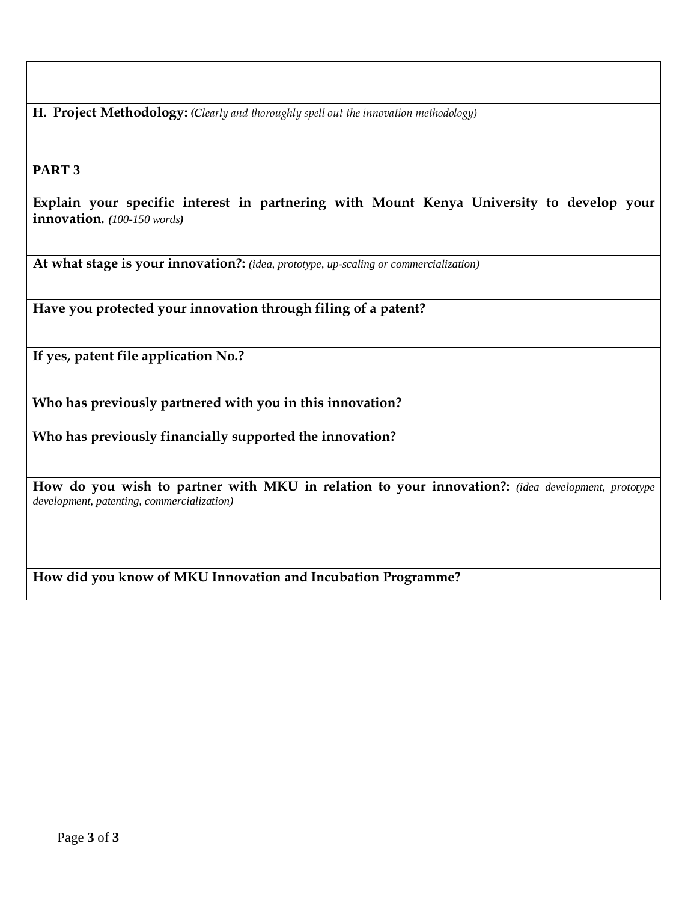**H. Project Methodology:** *(Clearly and thoroughly spell out the innovation methodology)*

**PART 3**

**Explain your specific interest in partnering with Mount Kenya University to develop your innovation.** *(100-150 words)*

**At what stage is your innovation?:** *(idea, prototype, up-scaling or commercialization)*

**Have you protected your innovation through filing of a patent?**

**If yes, patent file application No.?**

**Who has previously partnered with you in this innovation?**

**Who has previously financially supported the innovation?**

**How do you wish to partner with MKU in relation to your innovation?:** *(idea development, prototype development, patenting, commercialization)*

**How did you know of MKU Innovation and Incubation Programme?**